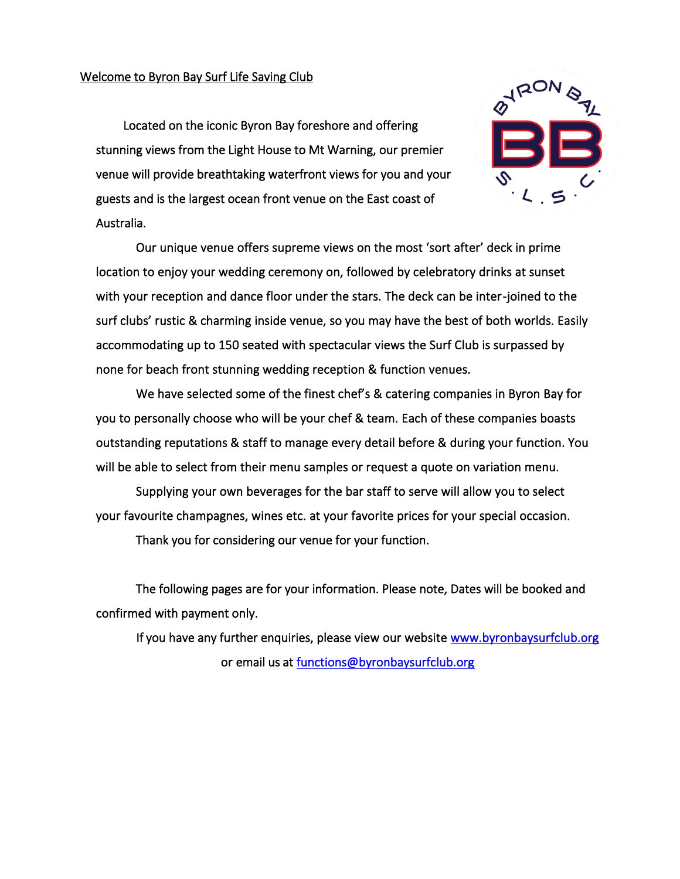Welcome to Byron Bay Surf Life Saving Club

Located on the iconic Byron Bay foreshore and offering stunning views from the Light House to Mt Warning, our premier venue will provide breathtaking waterfront views for you and your guests and is the largest ocean front venue on the East coast of Australia.

Our unique venue offers supreme views on the most 'sort after' deck in prime location to enjoy your wedding ceremony on, followed by celebratory drinks at sunset with your reception and dance floor under the stars. The deck can be inter-joined to the surf clubs' rustic & charming inside venue, so you may have the best of both worlds. Easily accommodating up to 150 seated with spectacular views the Surf Club is surpassed by none for beach front stunning wedding reception & function venues.

We have selected some of the finest chef's & catering companies in Byron Bay for you to personally choose who will be your chef & team. Each of these companies boasts outstanding reputations & staff to manage every detail before & during your function. You will be able to select from their menu samples or request a quote on variation menu.

Supplying your own beverages for the bar staff to serve will allow you to select your favourite champagnes, wines etc. at your favorite prices for your special occasion.

Thank you for considering our venue for your function.

The following pages are for your information. Please note, Dates will be booked and confirmed with payment only.

If you have any further enquiries, please view our website www.byronbaysurfclub.org or email us at functions@byronbaysurfclub.org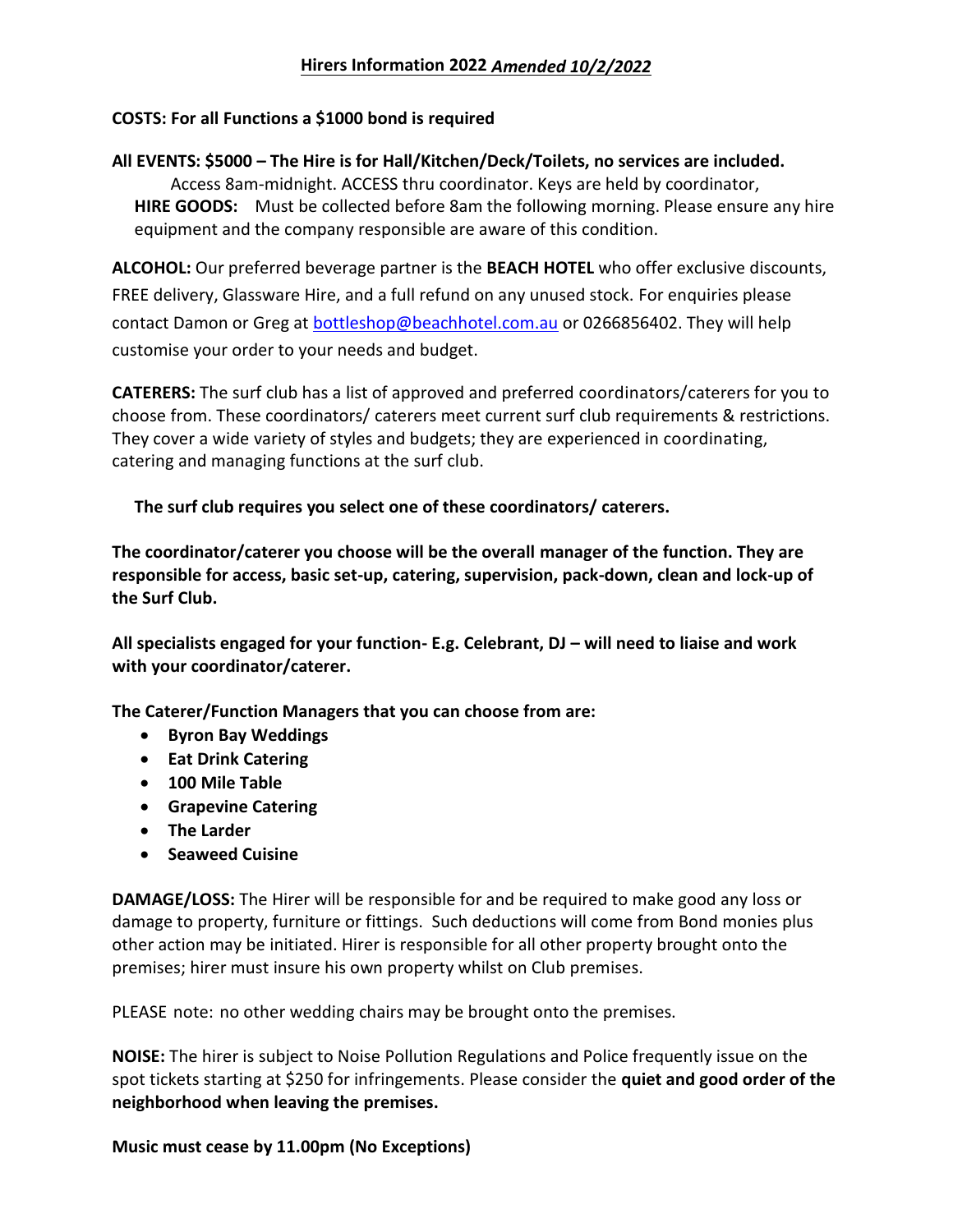## Hirers Information 2022 ***Amended 10/2/2022***

**COSTS: For all Functions a $1000 bond is required**

**All EVENTS: $5000 – The Hire is for Hall/Kitchen/Deck/Toilets, no services are included.**

Access 8am-midnight. ACCESS thru coordinator. Keys are held by coordinator,

**HIRE GOODS:** Must be collected before 8am the following morning. Please ensure any hire equipment and the company responsible are aware of this condition.

**ALCOHOL:** Our preferred beverage partner is the **BEACH HOTEL** who offer exclusive discounts, FREE delivery, Glassware Hire, and a full refund on any unused stock. For enquiries please contact Damon or Greg at bottleshop@beachhotel.com.au or 0266856402. They will help customise your order to your needs and budget.

**CATERERS:** The surf club has a list of approved and preferred coordinators/caterers for you to choose from. These coordinators/ caterers meet current surf club requirements & restrictions. They cover a wide variety of styles and budgets; they are experienced in coordinating, catering and managing functions at the surf club.

**The surf club requires you select one of these coordinators/ caterers.**

**The coordinator/caterer you choose will be the overall manager of the function. They are responsible for access, basic set-up, catering, supervision, pack-down, clean and lock-up of the Surf Club.**

**All specialists engaged for your function- E.g. Celebrant, DJ – will need to liaise and work with your coordinator/caterer.**

**The Caterer/Function Managers that you can choose from are:**

- **Byron Bay Weddings**
- **Eat Drink Catering**
- **100 Mile Table**
- **Grapevine Catering**
- **The Larder**
- **Seaweed Cuisine**

**DAMAGE/LOSS:** The Hirer will be responsible for and be required to make good any loss or damage to property, furniture or fittings. Such deductions will come from Bond monies plus other action may be initiated. Hirer is responsible for all other property brought onto the premises; hirer must insure his own property whilst on Club premises.

PLEASE note: no other wedding chairs may be brought onto the premises.

**NOISE:** The hirer is subject to Noise Pollution Regulations and Police frequently issue on the spot tickets starting at $250 for infringements. Please consider the **quiet and good order of the neighborhood when leaving the premises.**

**Music must cease by 11.00pm (No Exceptions)**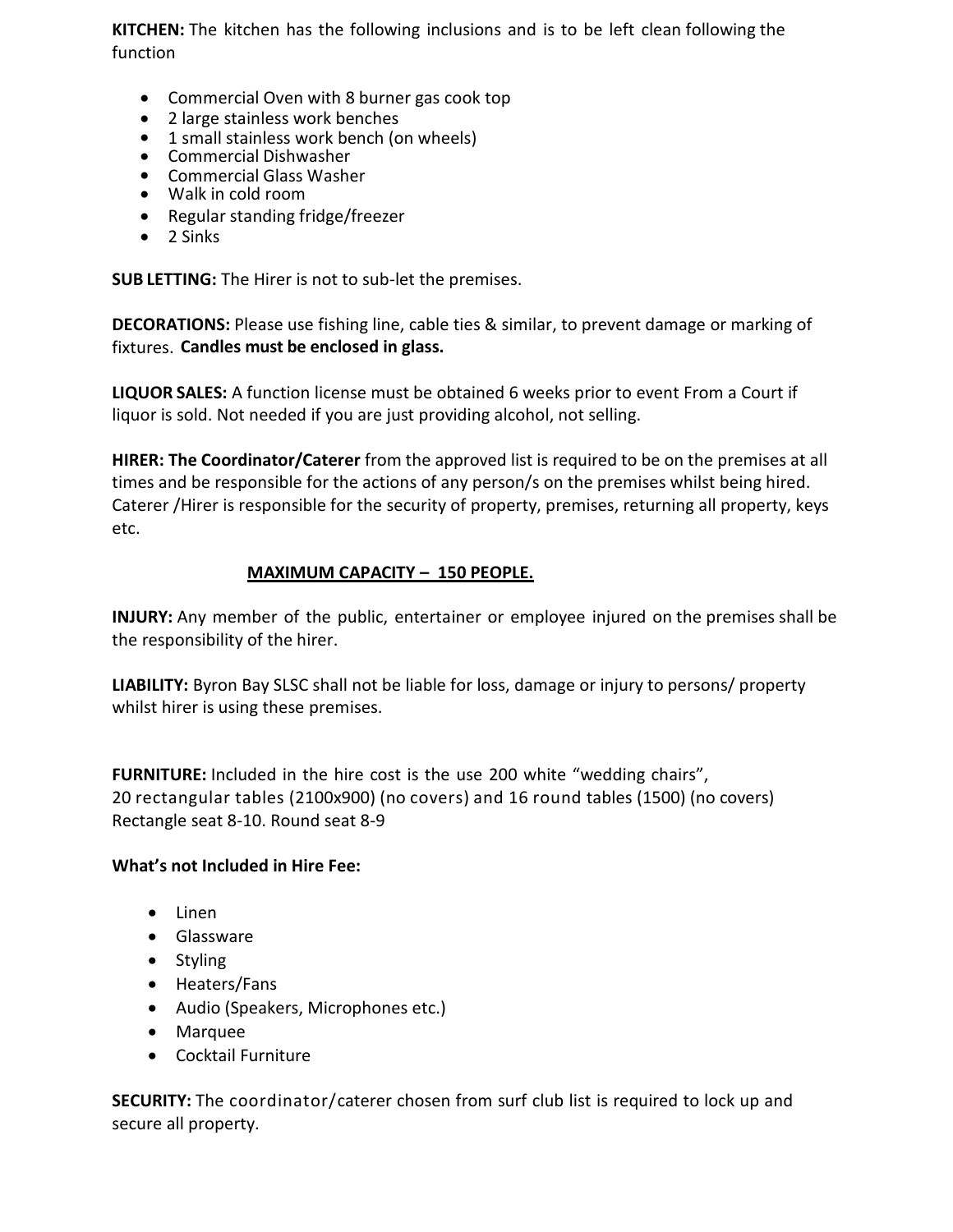**KITCHEN:** The kitchen has the following inclusions and is to be left clean following the function

- Commercial Oven with 8 burner gas cook top
- 2 large stainless work benches
- 1 small stainless work bench (on wheels)
- Commercial Dishwasher
- Commercial Glass Washer
- Walk in cold room
- Regular standing fridge/freezer
- 2 Sinks

**SUB LETTING:** The Hirer is not to sub-let the premises.

**DECORATIONS:** Please use fishing line, cable ties & similar, to prevent damage or marking of fixtures. **Candles must be enclosed in glass.**

**LIQUOR SALES:** A function license must be obtained 6 weeks prior to event From a Court if liquor is sold. Not needed if you are just providing alcohol, not selling.

**HIRER: The Coordinator/Caterer** from the approved list is required to be on the premises at all times and be responsible for the actions of any person/s on the premises whilst being hired. Caterer /Hirer is responsible for the security of property, premises, returning all property, keys etc.

**MAXIMUM CAPACITY – 150 PEOPLE.**

**INJURY:** Any member of the public, entertainer or employee injured on the premises shall be the responsibility of the hirer.

**LIABILITY:** Byron Bay SLSC shall not be liable for loss, damage or injury to persons/ property whilst hirer is using these premises.

**FURNITURE:** Included in the hire cost is the use 200 white "wedding chairs", 20 rectangular tables (2100x900) (no covers) and 16 round tables (1500) (no covers) Rectangle seat 8-10. Round seat 8-9

**What's not Included in Hire Fee:**

- Linen
- Glassware
- Styling
- Heaters/Fans
- Audio (Speakers, Microphones etc.)
- Marquee
- Cocktail Furniture

**SECURITY:** The coordinator/caterer chosen from surf club list is required to lock up and secure all property.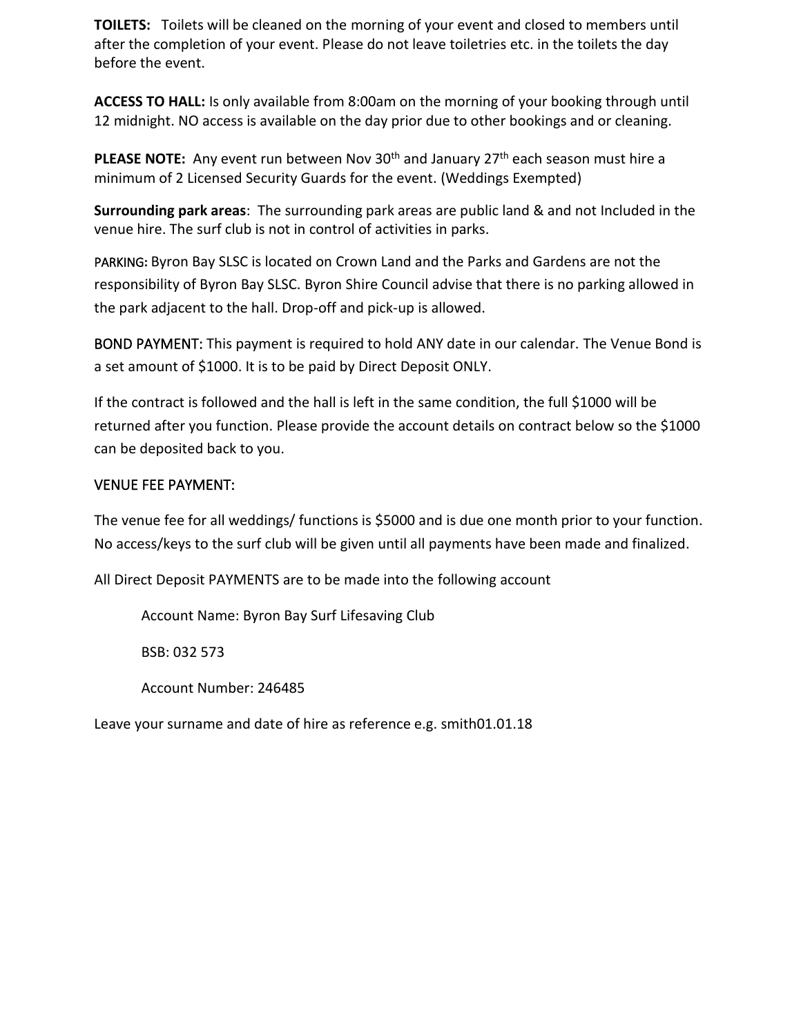**TOILETS:** Toilets will be cleaned on the morning of your event and closed to members until after the completion of your event. Please do not leave toiletries etc. in the toilets the day before the event.

**ACCESS TO HALL:** Is only available from 8:00am on the morning of your booking through until 12 midnight. NO access is available on the day prior due to other bookings and or cleaning.

**PLEASE NOTE:** Any event run between Nov 30th and January 27th each season must hire a minimum of 2 Licensed Security Guards for the event. (Weddings Exempted)

**Surrounding park areas**: The surrounding park areas are public land & and not Included in the venue hire. The surf club is not in control of activities in parks.

PARKING: Byron Bay SLSC is located on Crown Land and the Parks and Gardens are not the responsibility of Byron Bay SLSC. Byron Shire Council advise that there is no parking allowed in the park adjacent to the hall. Drop-off and pick-up is allowed.

BOND PAYMENT: This payment is required to hold ANY date in our calendar. The Venue Bond is a set amount of $1000. It is to be paid by Direct Deposit ONLY.

If the contract is followed and the hall is left in the same condition, the full $1000 will be returned after you function. Please provide the account details on contract below so the $1000 can be deposited back to you.

VENUE FEE PAYMENT:

The venue fee for all weddings/ functions is $5000 and is due one month prior to your function. No access/keys to the surf club will be given until all payments have been made and finalized.

All Direct Deposit PAYMENTS are to be made into the following account

Account Name: Byron Bay Surf Lifesaving Club

BSB: 032 573

Account Number: 246485

Leave your surname and date of hire as reference e.g. smith01.01.18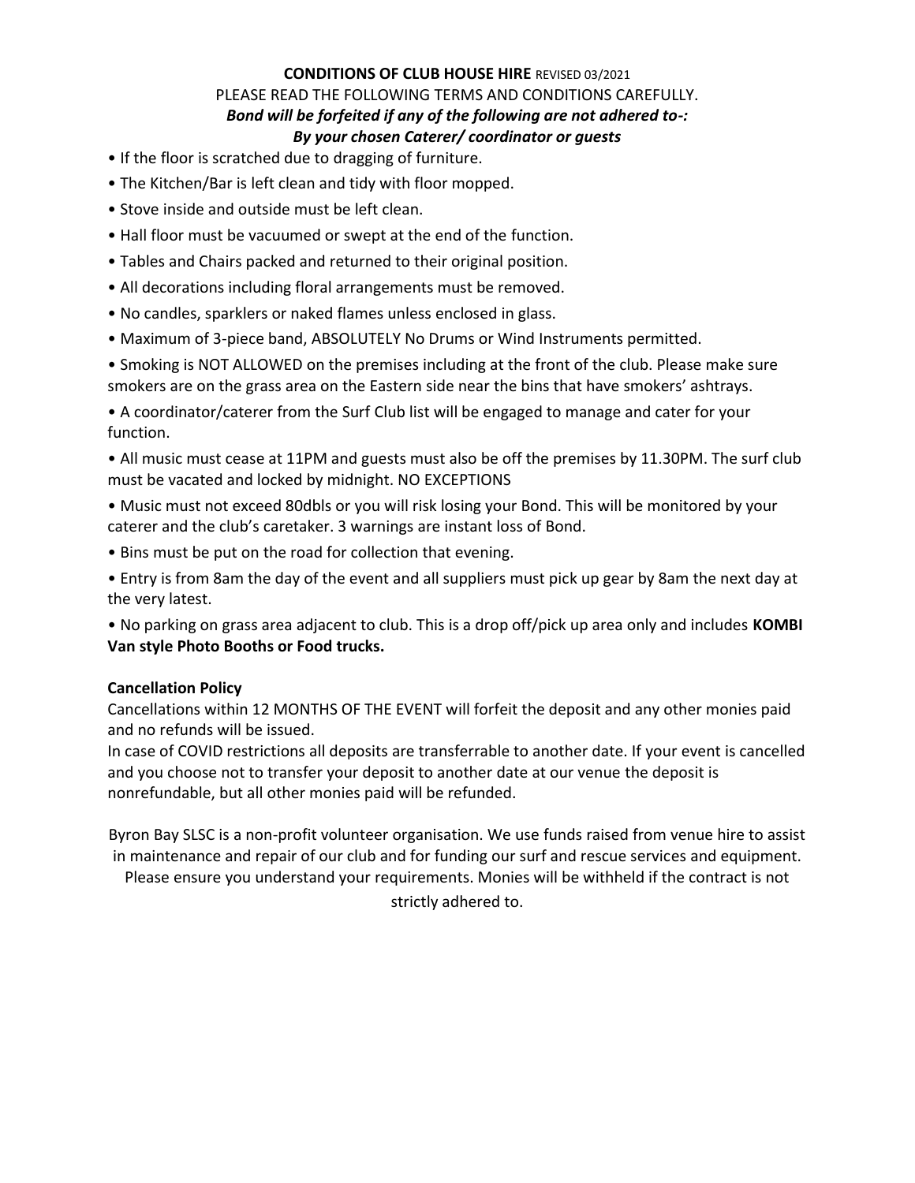**CONDITIONS OF CLUB HOUSE HIRE** REVISED 03/2021

PLEASE READ THE FOLLOWING TERMS AND CONDITIONS CAREFULLY.

***Bond will be forfeited if any of the following are not adhered to-:***

***By your chosen Caterer/ coordinator or guests***

- If the floor is scratched due to dragging of furniture.
- The Kitchen/Bar is left clean and tidy with floor mopped.
- Stove inside and outside must be left clean.
- Hall floor must be vacuumed or swept at the end of the function.
- Tables and Chairs packed and returned to their original position.
- All decorations including floral arrangements must be removed.
- No candles, sparklers or naked flames unless enclosed in glass.
- Maximum of 3-piece band, ABSOLUTELY No Drums or Wind Instruments permitted.
- Smoking is NOT ALLOWED on the premises including at the front of the club. Please make sure smokers are on the grass area on the Eastern side near the bins that have smokers' ashtrays.
- A coordinator/caterer from the Surf Club list will be engaged to manage and cater for your function.
- All music must cease at 11PM and guests must also be off the premises by 11.30PM. The surf club must be vacated and locked by midnight. NO EXCEPTIONS
- Music must not exceed 80dbls or you will risk losing your Bond. This will be monitored by your caterer and the club's caretaker. 3 warnings are instant loss of Bond.
- Bins must be put on the road for collection that evening.
- Entry is from 8am the day of the event and all suppliers must pick up gear by 8am the next day at the very latest.
- No parking on grass area adjacent to club. This is a drop off/pick up area only and includes **KOMBI Van style Photo Booths or Food trucks.**

**Cancellation Policy**

Cancellations within 12 MONTHS OF THE EVENT will forfeit the deposit and any other monies paid and no refunds will be issued.

In case of COVID restrictions all deposits are transferrable to another date. If your event is cancelled and you choose not to transfer your deposit to another date at our venue the deposit is nonrefundable, but all other monies paid will be refunded.

Byron Bay SLSC is a non-profit volunteer organisation. We use funds raised from venue hire to assist in maintenance and repair of our club and for funding our surf and rescue services and equipment. Please ensure you understand your requirements. Monies will be withheld if the contract is not strictly adhered to.